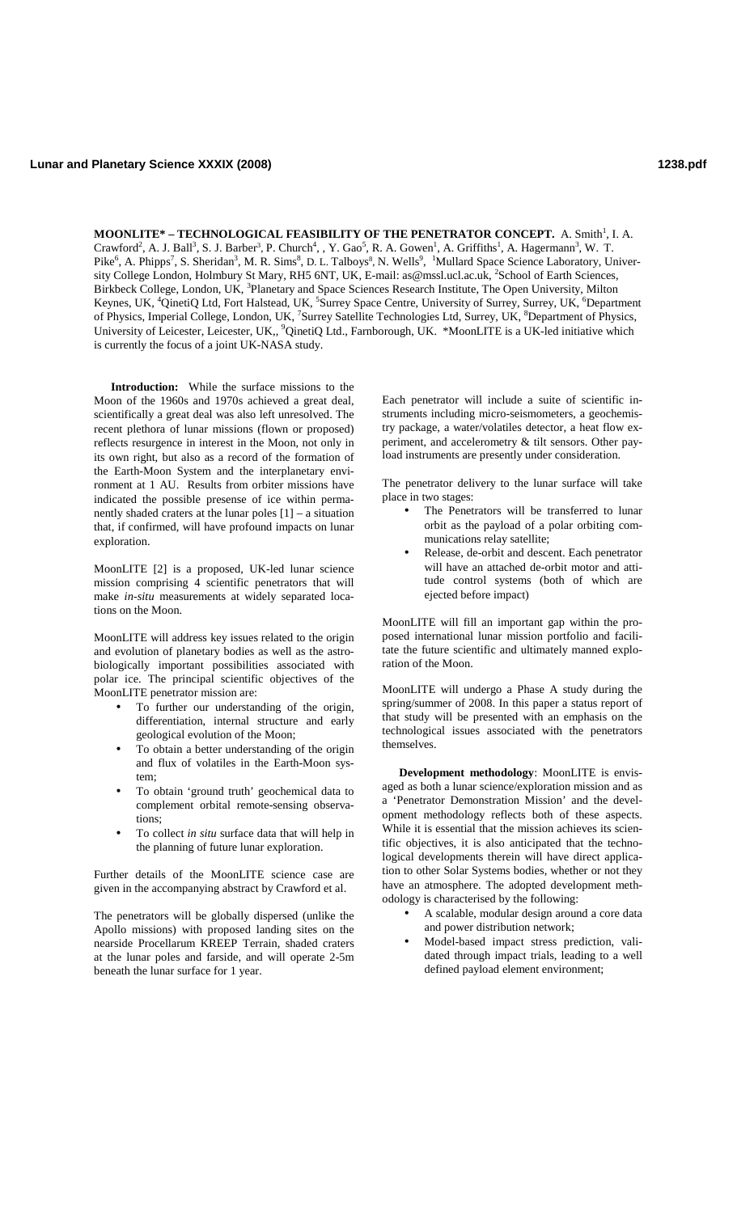**MOONLITE* – TECHNOLOGICAL FEASIBILITY OF THE PENETRATOR CONCEPT.** A. Smith[1], I. A. Crawford[2], A. J. Ball[3], S. J. Barber[3], P. Church[4], , Y. Gao[5], R. A. Gowen[1], A. Griffiths[1], A. Hagermann[3], W. T. Pike[6], A. Phipps[7], S. Sheridan[3], M. R. Sims[8], D. L. Talboys[8], N. Wells[9], [1]Mullard Space Science Laboratory, University College London, Holmbury St Mary, RH5 6NT, UK, E-mail: as@mssl.ucl.ac.uk, [2]School of Earth Sciences, Birkbeck College, London, UK, [3]Planetary and Space Sciences Research Institute, The Open University, Milton Keynes, UK, [4]QinetiQ Ltd, Fort Halstead, UK, [5]Surrey Space Centre, University of Surrey, Surrey, UK, [6]Department of Physics, Imperial College, London, UK, [7]Surrey Satellite Technologies Ltd, Surrey, UK, [8]Department of Physics, University of Leicester, Leicester, UK,, [9]QinetiQ Ltd., Farnborough, UK. *MoonLITE is a UK-led initiative which is currently the focus of a joint UK-NASA study.

**Introduction:** While the surface missions to the Moon of the 1960s and 1970s achieved a great deal, scientifically a great deal was also left unresolved. The recent plethora of lunar missions (flown or proposed) reflects resurgence in interest in the Moon, not only in its own right, but also as a record of the formation of the Earth-Moon System and the interplanetary environment at 1 AU. Results from orbiter missions have indicated the possible presense of ice within permanently shaded craters at the lunar poles [1] – a situation that, if confirmed, will have profound impacts on lunar exploration.

MoonLITE [2] is a proposed, UK-led lunar science mission comprising 4 scientific penetrators that will make *in-situ* measurements at widely separated locations on the Moon.

MoonLITE will address key issues related to the origin and evolution of planetary bodies as well as the astrobiologically important possibilities associated with polar ice. The principal scientific objectives of the MoonLITE penetrator mission are:

- To further our understanding of the origin, differentiation, internal structure and early geological evolution of the Moon;
- To obtain a better understanding of the origin and flux of volatiles in the Earth-Moon system;
- To obtain 'ground truth' geochemical data to complement orbital remote-sensing observations;
- To collect *in situ* surface data that will help in the planning of future lunar exploration.

Further details of the MoonLITE science case are given in the accompanying abstract by Crawford et al.

The penetrators will be globally dispersed (unlike the Apollo missions) with proposed landing sites on the nearside Procellarum KREEP Terrain, shaded craters at the lunar poles and farside, and will operate 2-5m beneath the lunar surface for 1 year.

Each penetrator will include a suite of scientific instruments including micro-seismometers, a geochemistry package, a water/volatiles detector, a heat flow experiment, and accelerometry & tilt sensors. Other payload instruments are presently under consideration.

The penetrator delivery to the lunar surface will take place in two stages:

- The Penetrators will be transferred to lunar orbit as the payload of a polar orbiting communications relay satellite;
- Release, de-orbit and descent. Each penetrator will have an attached de-orbit motor and attitude control systems (both of which are ejected before impact)

MoonLITE will fill an important gap within the proposed international lunar mission portfolio and facilitate the future scientific and ultimately manned exploration of the Moon.

MoonLITE will undergo a Phase A study during the spring/summer of 2008. In this paper a status report of that study will be presented with an emphasis on the technological issues associated with the penetrators themselves.

**Development methodology**: MoonLITE is envisaged as both a lunar science/exploration mission and as a 'Penetrator Demonstration Mission' and the development methodology reflects both of these aspects. While it is essential that the mission achieves its scientific objectives, it is also anticipated that the technological developments therein will have direct application to other Solar Systems bodies, whether or not they have an atmosphere. The adopted development methodology is characterised by the following:

- A scalable, modular design around a core data and power distribution network;
- Model-based impact stress prediction, validated through impact trials, leading to a well defined payload element environment;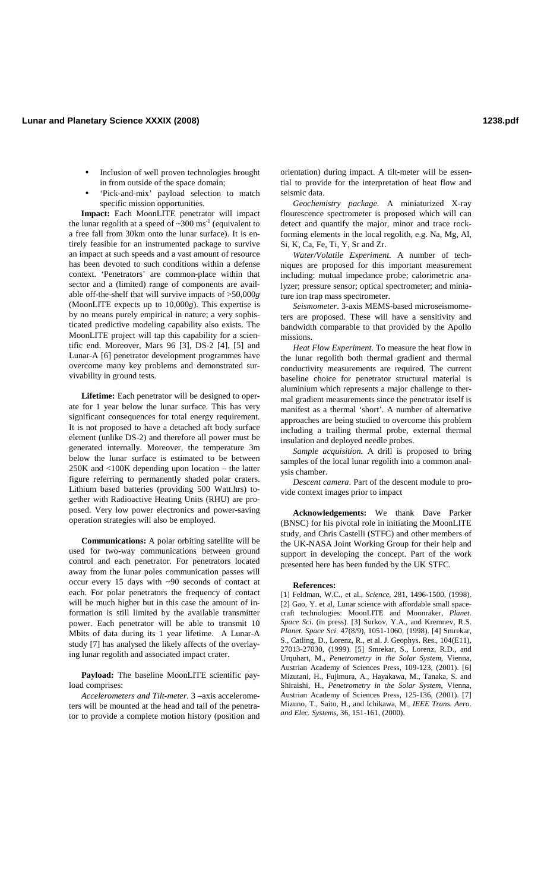- Inclusion of well proven technologies brought in from outside of the space domain;
- 'Pick-and-mix' payload selection to match specific mission opportunities.

**Impact:** Each MoonLITE penetrator will impact the lunar regolith at a speed of ~300 ms$^{-1}$ (equivalent to a free fall from 30km onto the lunar surface). It is entirely feasible for an instrumented package to survive an impact at such speeds and a vast amount of resource has been devoted to such conditions within a defense context. 'Penetrators' are common-place within that sector and a (limited) range of components are available off-the-shelf that will survive impacts of >50,000*g* (MoonLITE expects up to 10,000*g*). This expertise is by no means purely empirical in nature; a very sophisticated predictive modeling capability also exists. The MoonLITE project will tap this capability for a scientific end. Moreover, Mars 96 [3], DS-2 [4], [5] and Lunar-A [6] penetrator development programmes have overcome many key problems and demonstrated survivability in ground tests.

**Lifetime:** Each penetrator will be designed to operate for 1 year below the lunar surface. This has very significant consequences for total energy requirement. It is not proposed to have a detached aft body surface element (unlike DS-2) and therefore all power must be generated internally. Moreover, the temperature 3m below the lunar surface is estimated to be between 250K and <100K depending upon location – the latter figure referring to permanently shaded polar craters. Lithium based batteries (providing 500 Watt.hrs) together with Radioactive Heating Units (RHU) are proposed. Very low power electronics and power-saving operation strategies will also be employed.

**Communications:** A polar orbiting satellite will be used for two-way communications between ground control and each penetrator. For penetrators located away from the lunar poles communication passes will occur every 15 days with ~90 seconds of contact at each. For polar penetrators the frequency of contact will be much higher but in this case the amount of information is still limited by the available transmitter power. Each penetrator will be able to transmit 10 Mbits of data during its 1 year lifetime. A Lunar-A study [7] has analysed the likely affects of the overlaying lunar regolith and associated impact crater.

**Payload:** The baseline MoonLITE scientific payload comprises:

*Accelerometers and Tilt-meter*. 3 –axis accelerometers will be mounted at the head and tail of the penetrator to provide a complete motion history (position and orientation) during impact. A tilt-meter will be essential to provide for the interpretation of heat flow and seismic data.

*Geochemistry package*. A miniaturized X-ray flourescence spectrometer is proposed which will can detect and quantify the major, minor and trace rock-forming elements in the local regolith, e.g. Na, Mg, Al, Si, K, Ca, Fe, Ti, Y, Sr and Zr.

*Water/Volatile Experiment*. A number of techniques are proposed for this important measurement including: mutual impedance probe; calorimetric analyzer; pressure sensor; optical spectrometer; and miniature ion trap mass spectrometer.

*Seismometer*. 3-axis MEMS-based microseismometers are proposed. These will have a sensitivity and bandwidth comparable to that provided by the Apollo missions.

*Heat Flow Experiment*. To measure the heat flow in the lunar regolith both thermal gradient and thermal conductivity measurements are required. The current baseline choice for penetrator structural material is aluminium which represents a major challenge to thermal gradient measurements since the penetrator itself is manifest as a thermal 'short'. A number of alternative approaches are being studied to overcome this problem including a trailing thermal probe, external thermal insulation and deployed needle probes.

*Sample acquisition*. A drill is proposed to bring samples of the local lunar regolith into a common analysis chamber.

*Descent camera*. Part of the descent module to provide context images prior to impact

**Acknowledgements:** We thank Dave Parker (BNSC) for his pivotal role in initiating the MoonLITE study, and Chris Castelli (STFC) and other members of the UK-NASA Joint Working Group for their help and support in developing the concept. Part of the work presented here has been funded by the UK STFC.

**References:**

[1] Feldman, W.C., et al., *Science*, 281, 1496-1500, (1998). [2] Gao, Y. et al, Lunar science with affordable small spacecraft technologies: MoonLITE and Moonraker, *Planet. Space Sci.* (in press). [3] Surkov, Y.A., and Kremnev, R.S. *Planet. Space Sci*. 47(8/9), 1051-1060, (1998). [4] Smrekar, S., Catling, D., Lorenz, R., et al. J. Geophys. Res., 104(E11), 27013-27030, (1999). [5] Smrekar, S., Lorenz, R.D., and Urquhart, M., *Penetrometry in the Solar System*, Vienna, Austrian Academy of Sciences Press, 109-123, (2001). [6] Mizutani, H., Fujimura, A., Hayakawa, M., Tanaka, S. and Shiraishi, H., *Penetrometry in the Solar System*, Vienna, Austrian Academy of Sciences Press, 125-136, (2001). [7] Mizuno, T., Saito, H., and Ichikawa, M., *IEEE Trans. Aero. and Elec. Systems*, 36, 151-161, (2000).